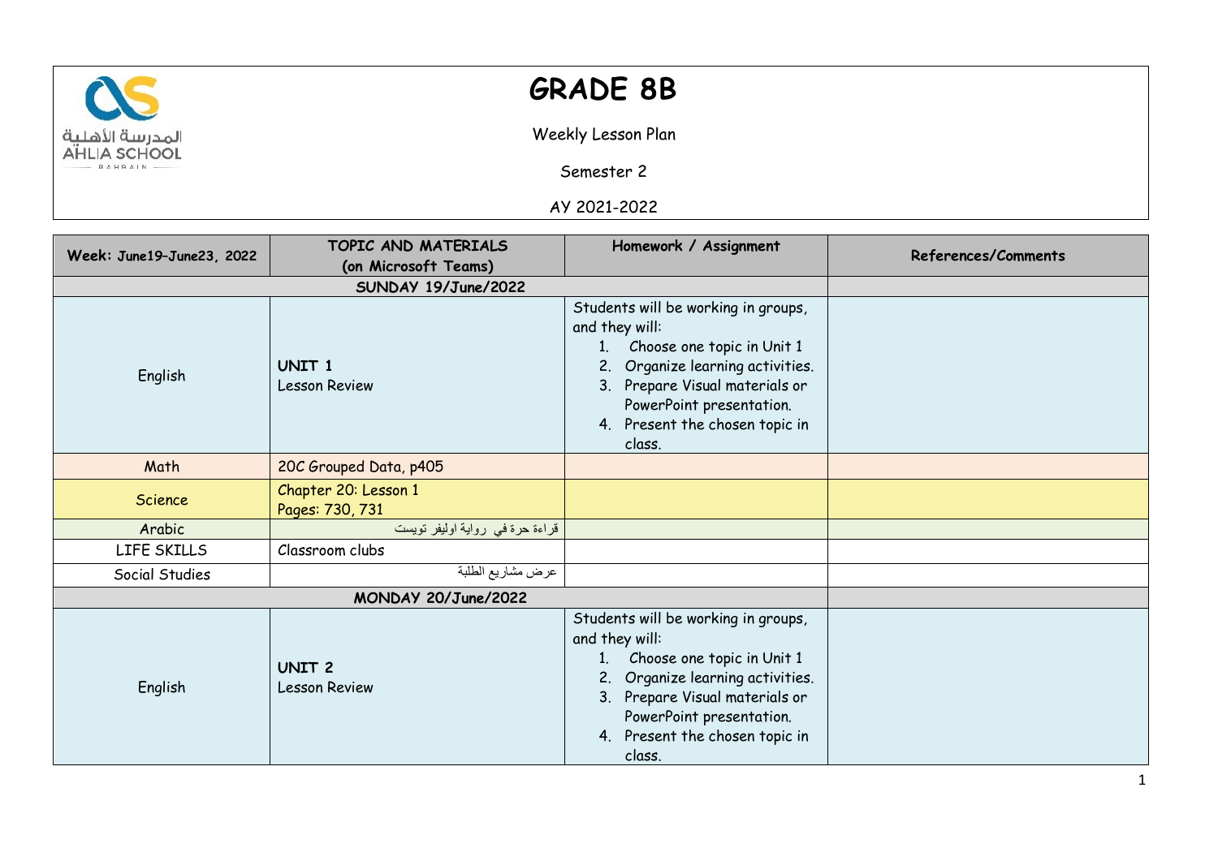# GRADE 8B

Weekly Lesson Plan

Semester 2

AY 2021-2022

| Week: June19–June23, 2022 | TOPIC AND MATERIALS (on Microsoft Teams) | Homework / Assignment | References/Comments |
|---|---|---|---|
| SUNDAY 19/June/2022 | | | |
| English | **UNIT 1** Lesson Review | Students will be working in groups, and they will: 1. Choose one topic in Unit 1 2. Organize learning activities. 3. Prepare Visual materials or PowerPoint presentation. 4. Present the chosen topic in class. | |
| Math | 20C Grouped Data, p405 | | |
| Science | Chapter 20: Lesson 1 Pages: 730, 731 | | |
| Arabic | قراءة حرة في رواية اوليفر تويست | | |
| LIFE SKILLS | Classroom clubs | | |
| Social Studies | عرض مشاريع الطلبة | | |
| MONDAY 20/June/2022 | | | |
| English | **UNIT 2** Lesson Review | Students will be working in groups, and they will: 1. Choose one topic in Unit 1 2. Organize learning activities. 3. Prepare Visual materials or PowerPoint presentation. 4. Present the chosen topic in class. | |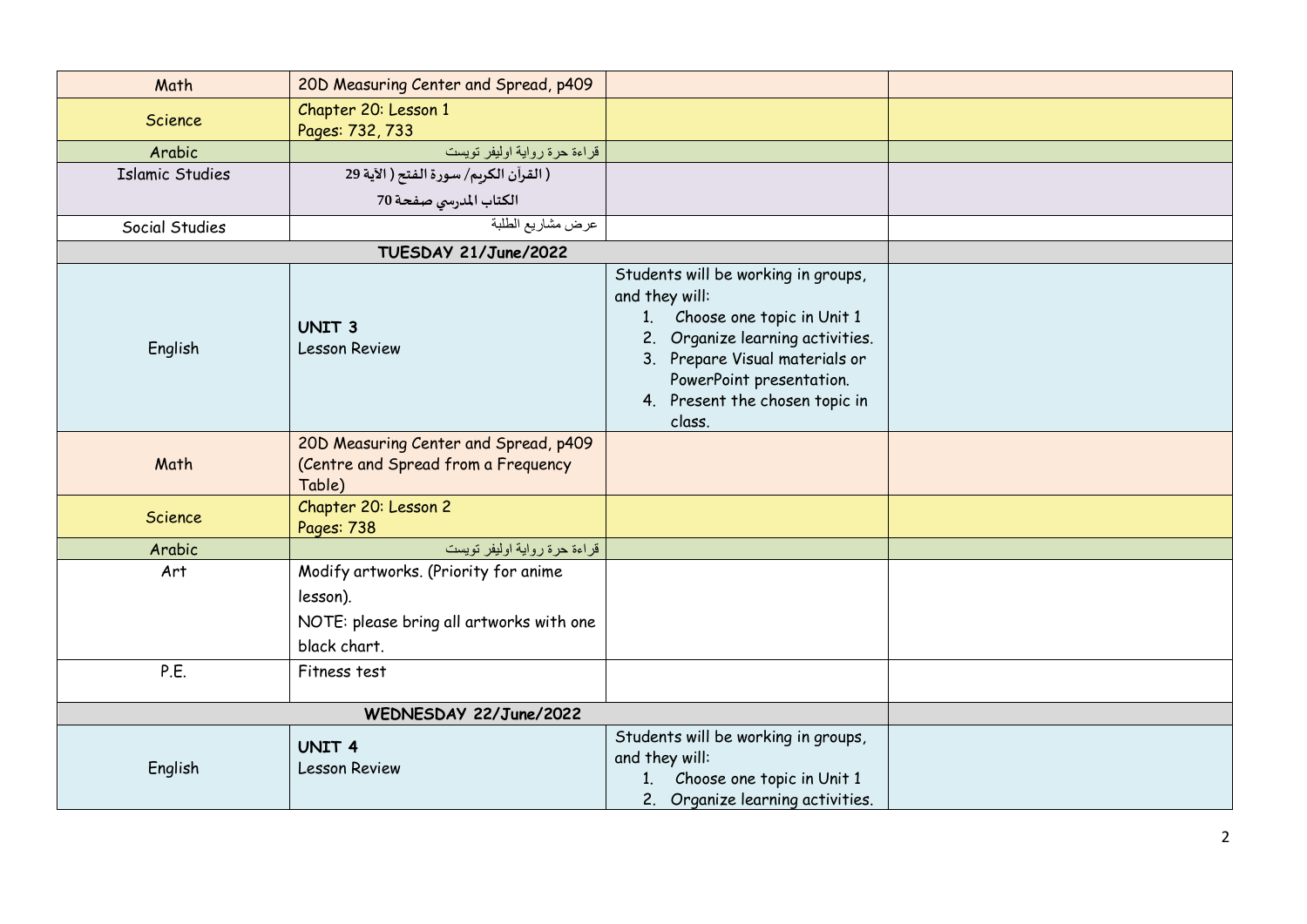| | | | |
|---|---|---|---|
| Math | 20D Measuring Center and Spread, p409 | | |
| Science | Chapter 20: Lesson 1<br>Pages: 732, 733 | | |
| Arabic | قراءة حرة رواية اوليفر تويست | | |
| Islamic Studies | ( القرآن الكريم/ سورة الفتح ( الاية 29<br>الكتاب المدرسي صفحة 70 | | |
| Social Studies | عرض مشاريع الطلبة | | |
| **TUESDAY 21/June/2022** | | | |
| English | **UNIT 3**<br>Lesson Review | Students will be working in groups, and they will:<br>1. Choose one topic in Unit 1<br>2. Organize learning activities.<br>3. Prepare Visual materials or PowerPoint presentation.<br>4. Present the chosen topic in class. | |
| Math | 20D Measuring Center and Spread, p409 (Centre and Spread from a Frequency Table) | | |
| Science | Chapter 20: Lesson 2<br>Pages: 738 | | |
| Arabic | قراءة حرة رواية اوليفر تويست | | |
| Art | Modify artworks. (Priority for anime lesson).<br>NOTE: please bring all artworks with one black chart. | | |
| P.E. | Fitness test | | |
| **WEDNESDAY 22/June/2022** | | | |
| English | **UNIT 4**<br>Lesson Review | Students will be working in groups, and they will:<br>1. Choose one topic in Unit 1<br>2. Organize learning activities. | |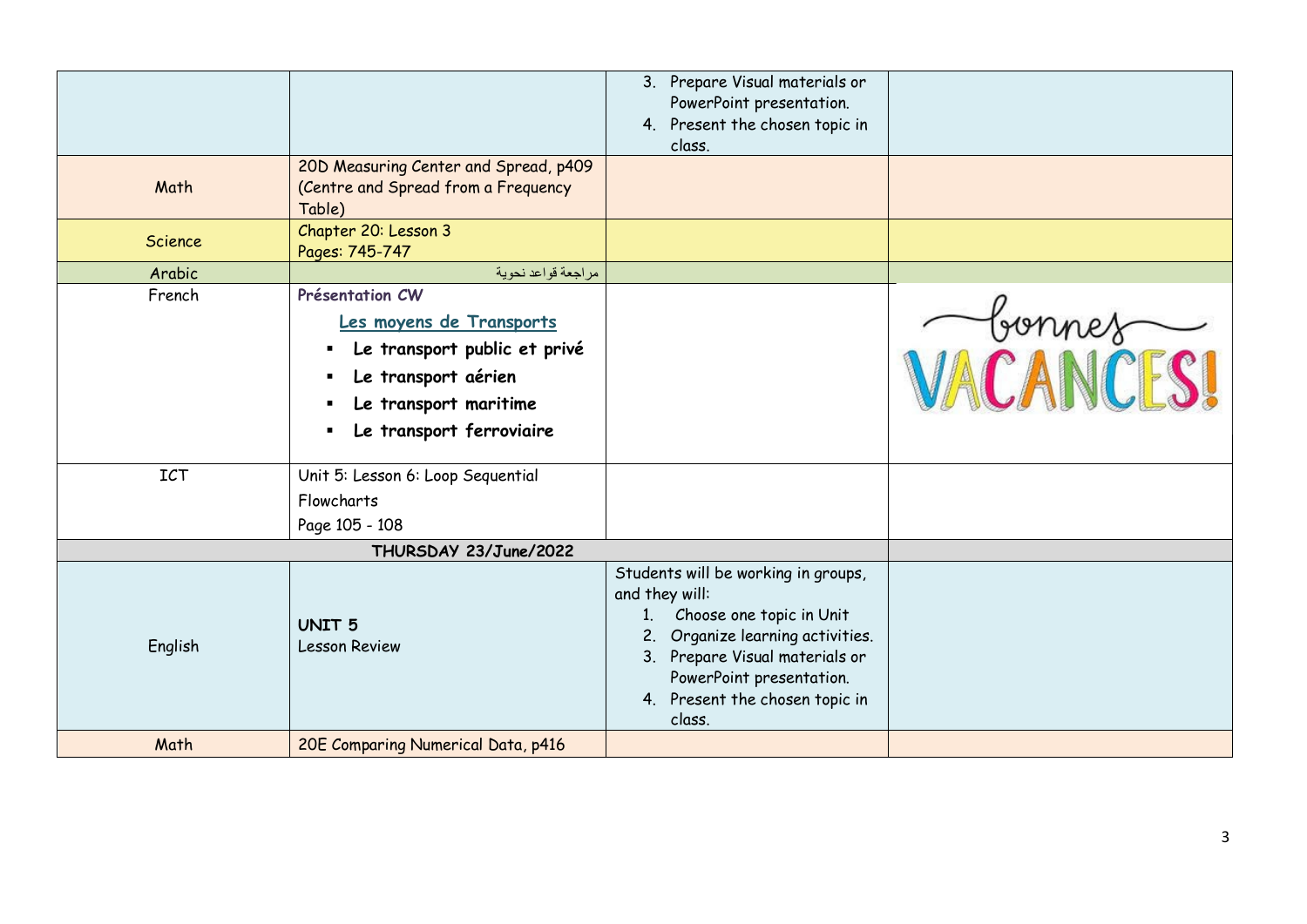| | | | |
|---|---|---|---|
| | | 3. Prepare Visual materials or PowerPoint presentation.<br>4. Present the chosen topic in class. | |
| Math | 20D Measuring Center and Spread, p409 (Centre and Spread from a Frequency Table) | | |
| Science | Chapter 20: Lesson 3<br>Pages: 745-747 | | |
| Arabic | مراجعة قواعد نحوية | | |
| French | **Présentation CW**<br>Les moyens de Transports<br>▪ **Le transport public et privé**<br>▪ **Le transport aérien**<br>▪ **Le transport maritime**<br>▪ **Le transport ferroviaire** | | bonnes VACANCES! |
| ICT | Unit 5: Lesson 6: Loop Sequential Flowcharts<br>Page 105 - 108 | | |
| **THURSDAY 23/June/2022** | | | |
| English | **UNIT 5**<br>Lesson Review | Students will be working in groups, and they will:<br>1. Choose one topic in Unit<br>2. Organize learning activities.<br>3. Prepare Visual materials or PowerPoint presentation.<br>4. Present the chosen topic in class. | |
| Math | 20E Comparing Numerical Data, p416 | | |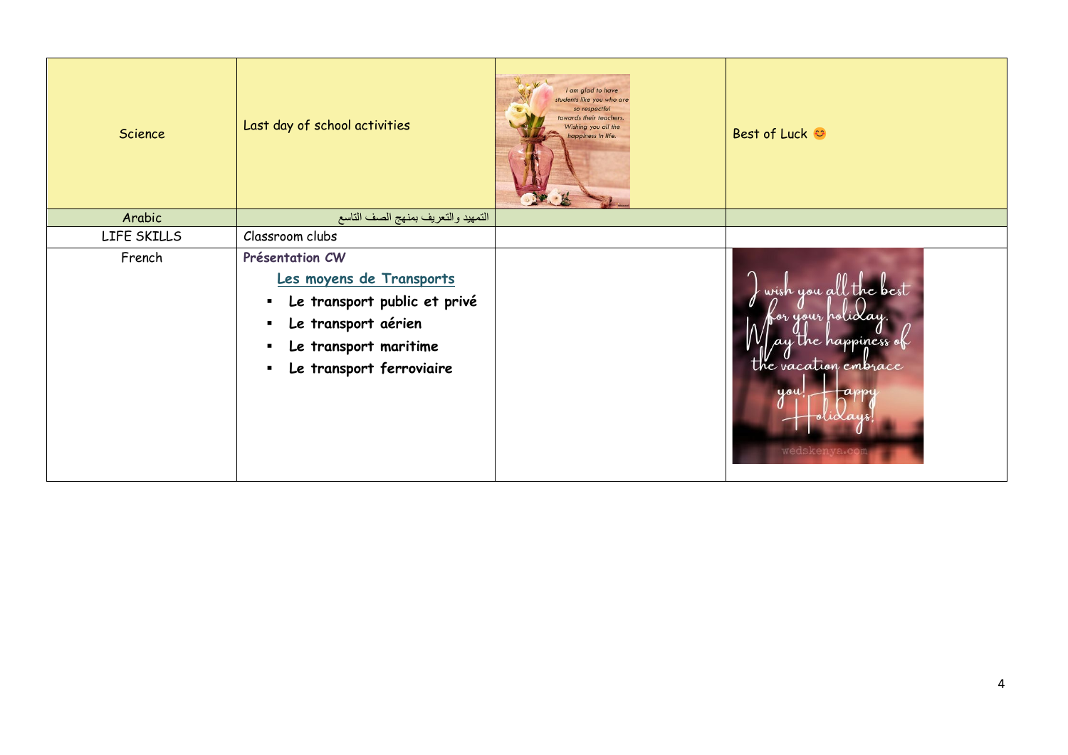| | | | |
|---|---|---|---|
| Science | Last day of school activities | | Best of Luck 😊 |
| Arabic | التمهيد والتعريف بمنهج الصف التاسع | | |
| LIFE SKILLS | Classroom clubs | | |
| French | **Présentation CW**<br>Les moyens de Transports<br>▪ **Le transport public et privé**<br>▪ **Le transport aérien**<br>▪ **Le transport maritime**<br>▪ **Le transport ferroviaire** | | |